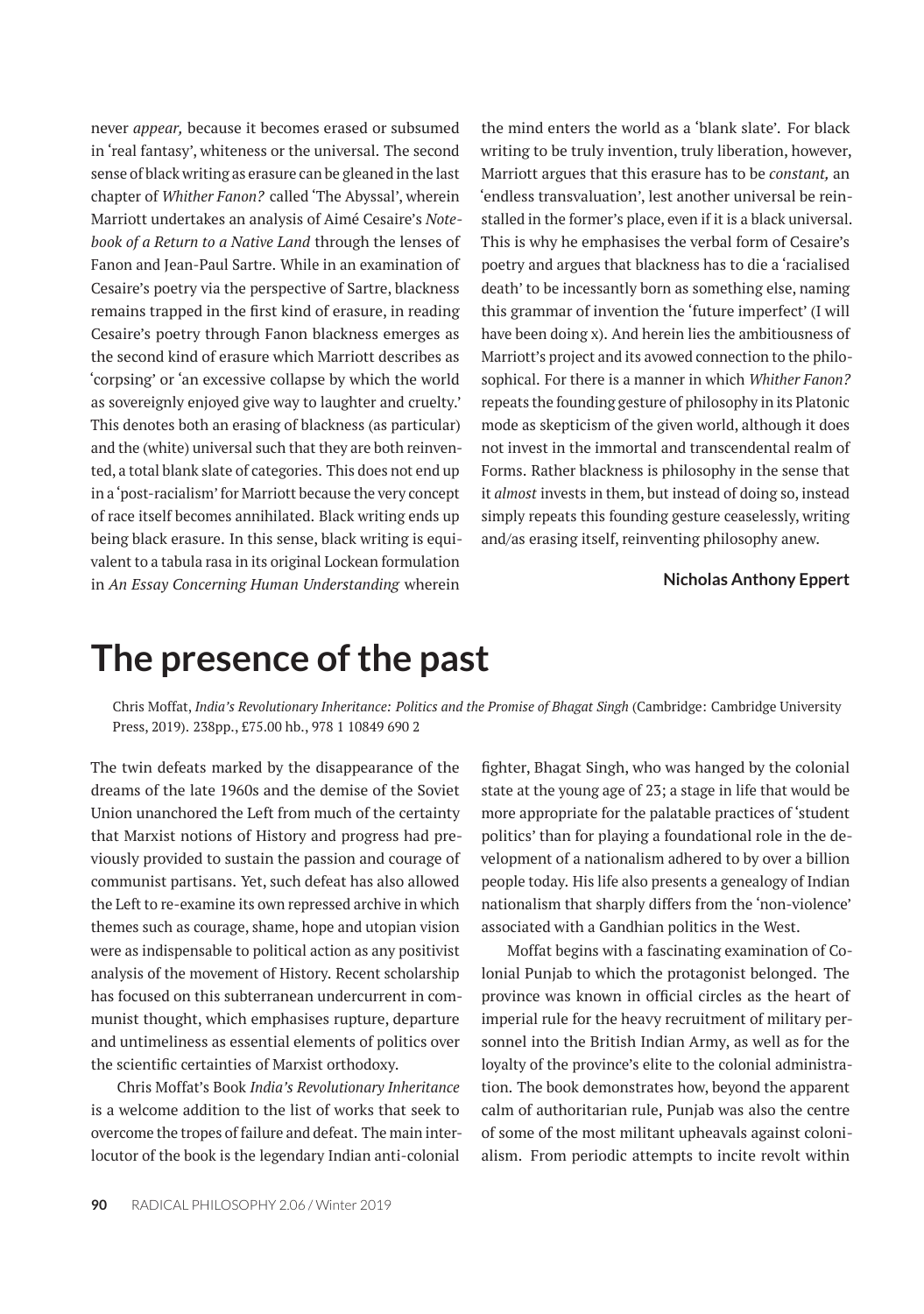never *appear,* because it becomes erased or subsumed in 'real fantasy', whiteness or the universal. The second sense of black writing as erasure can be gleaned in the last chapter of *Whither Fanon?* called 'The Abyssal', wherein Marriott undertakes an analysis of Aimé Cesaire's *Notebook of a Return to a Native Land* through the lenses of Fanon and Jean-Paul Sartre. While in an examination of Cesaire's poetry via the perspective of Sartre, blackness remains trapped in the first kind of erasure, in reading Cesaire's poetry through Fanon blackness emerges as the second kind of erasure which Marriott describes as 'corpsing' or 'an excessive collapse by which the world as sovereignly enjoyed give way to laughter and cruelty.' This denotes both an erasing of blackness (as particular) and the (white) universal such that they are both reinvented, a total blank slate of categories. This does not end up in a 'post-racialism' for Marriott because the very concept of race itself becomes annihilated. Black writing ends up being black erasure. In this sense, black writing is equivalent to a tabula rasa in its original Lockean formulation in *An Essay Concerning Human Understanding* wherein the mind enters the world as a 'blank slate'. For black writing to be truly invention, truly liberation, however, Marriott argues that this erasure has to be *constant,* an 'endless transvaluation', lest another universal be reinstalled in the former's place, even if it is a black universal. This is why he emphasises the verbal form of Cesaire's poetry and argues that blackness has to die a 'racialised death' to be incessantly born as something else, naming this grammar of invention the 'future imperfect' (I will have been doing x). And herein lies the ambitiousness of Marriott's project and its avowed connection to the philosophical. For there is a manner in which *Whither Fanon?* repeats the founding gesture of philosophy in its Platonic mode as skepticism of the given world, although it does not invest in the immortal and transcendental realm of Forms. Rather blackness is philosophy in the sense that it *almost* invests in them, but instead of doing so, instead simply repeats this founding gesture ceaselessly, writing and/as erasing itself, reinventing philosophy anew.

**Nicholas Anthony Eppert**

# The presence of the past

Chris Moffat, *India's Revolutionary Inheritance: Politics and the Promise of Bhagat Singh* (Cambridge: Cambridge University Press, 2019). 238pp., £75.00 hb., 978 1 10849 690 2

The twin defeats marked by the disappearance of the dreams of the late 1960s and the demise of the Soviet Union unanchored the Left from much of the certainty that Marxist notions of History and progress had previously provided to sustain the passion and courage of communist partisans. Yet, such defeat has also allowed the Left to re-examine its own repressed archive in which themes such as courage, shame, hope and utopian vision were as indispensable to political action as any positivist analysis of the movement of History. Recent scholarship has focused on this subterranean undercurrent in communist thought, which emphasises rupture, departure and untimeliness as essential elements of politics over the scientific certainties of Marxist orthodoxy.

Chris Moffat's Book *India's Revolutionary Inheritance* is a welcome addition to the list of works that seek to overcome the tropes of failure and defeat. The main interlocutor of the book is the legendary Indian anti-colonial fighter, Bhagat Singh, who was hanged by the colonial state at the young age of 23; a stage in life that would be more appropriate for the palatable practices of 'student politics' than for playing a foundational role in the development of a nationalism adhered to by over a billion people today. His life also presents a genealogy of Indian nationalism that sharply differs from the 'non-violence' associated with a Gandhian politics in the West.

Moffat begins with a fascinating examination of Colonial Punjab to which the protagonist belonged. The province was known in official circles as the heart of imperial rule for the heavy recruitment of military personnel into the British Indian Army, as well as for the loyalty of the province's elite to the colonial administration. The book demonstrates how, beyond the apparent calm of authoritarian rule, Punjab was also the centre of some of the most militant upheavals against colonialism. From periodic attempts to incite revolt within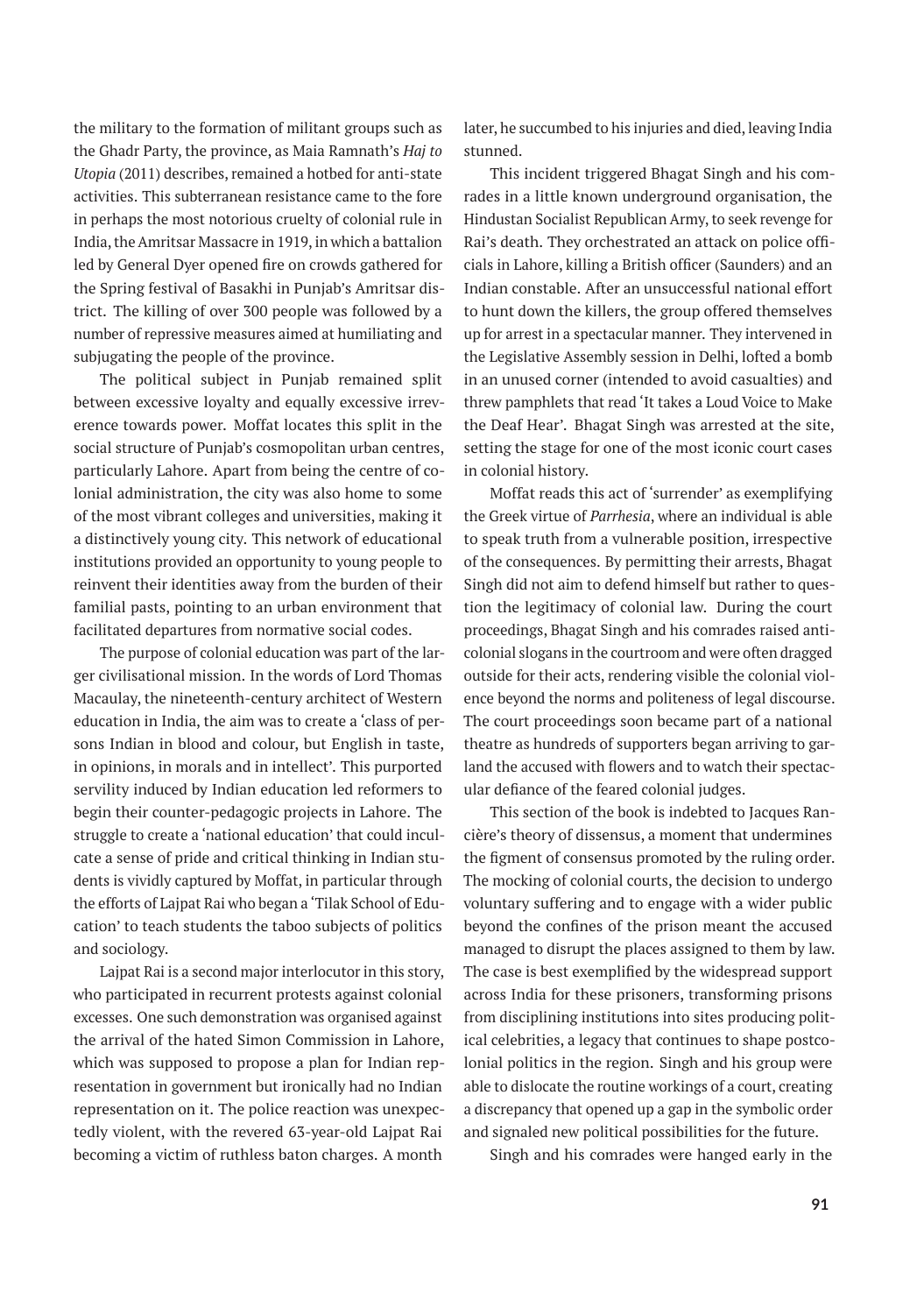the military to the formation of militant groups such as the Ghadr Party, the province, as Maia Ramnath's *Haj to Utopia* (2011) describes, remained a hotbed for anti-state activities. This subterranean resistance came to the fore in perhaps the most notorious cruelty of colonial rule in India, the Amritsar Massacre in 1919, in which a battalion led by General Dyer opened fire on crowds gathered for the Spring festival of Basakhi in Punjab's Amritsar district. The killing of over 300 people was followed by a number of repressive measures aimed at humiliating and subjugating the people of the province.

The political subject in Punjab remained split between excessive loyalty and equally excessive irreverence towards power. Moffat locates this split in the social structure of Punjab's cosmopolitan urban centres, particularly Lahore. Apart from being the centre of colonial administration, the city was also home to some of the most vibrant colleges and universities, making it a distinctively young city. This network of educational institutions provided an opportunity to young people to reinvent their identities away from the burden of their familial pasts, pointing to an urban environment that facilitated departures from normative social codes.

The purpose of colonial education was part of the larger civilisational mission. In the words of Lord Thomas Macaulay, the nineteenth-century architect of Western education in India, the aim was to create a 'class of persons Indian in blood and colour, but English in taste, in opinions, in morals and in intellect'. This purported servility induced by Indian education led reformers to begin their counter-pedagogic projects in Lahore. The struggle to create a 'national education' that could inculcate a sense of pride and critical thinking in Indian students is vividly captured by Moffat, in particular through the efforts of Lajpat Rai who began a 'Tilak School of Education' to teach students the taboo subjects of politics and sociology.

Lajpat Rai is a second major interlocutor in this story, who participated in recurrent protests against colonial excesses. One such demonstration was organised against the arrival of the hated Simon Commission in Lahore, which was supposed to propose a plan for Indian representation in government but ironically had no Indian representation on it. The police reaction was unexpectedly violent, with the revered 63-year-old Lajpat Rai becoming a victim of ruthless baton charges. A month later, he succumbed to his injuries and died, leaving India stunned.

This incident triggered Bhagat Singh and his comrades in a little known underground organisation, the Hindustan Socialist Republican Army, to seek revenge for Rai's death. They orchestrated an attack on police officials in Lahore, killing a British officer (Saunders) and an Indian constable. After an unsuccessful national effort to hunt down the killers, the group offered themselves up for arrest in a spectacular manner. They intervened in the Legislative Assembly session in Delhi, lofted a bomb in an unused corner (intended to avoid casualties) and threw pamphlets that read 'It takes a Loud Voice to Make the Deaf Hear'. Bhagat Singh was arrested at the site, setting the stage for one of the most iconic court cases in colonial history.

Moffat reads this act of 'surrender' as exemplifying the Greek virtue of *Parrhesia*, where an individual is able to speak truth from a vulnerable position, irrespective of the consequences. By permitting their arrests, Bhagat Singh did not aim to defend himself but rather to question the legitimacy of colonial law. During the court proceedings, Bhagat Singh and his comrades raised anti-colonial slogans in the courtroom and were often dragged outside for their acts, rendering visible the colonial violence beyond the norms and politeness of legal discourse. The court proceedings soon became part of a national theatre as hundreds of supporters began arriving to garland the accused with flowers and to watch their spectacular defiance of the feared colonial judges.

This section of the book is indebted to Jacques Rancière's theory of dissensus, a moment that undermines the figment of consensus promoted by the ruling order. The mocking of colonial courts, the decision to undergo voluntary suffering and to engage with a wider public beyond the confines of the prison meant the accused managed to disrupt the places assigned to them by law. The case is best exemplified by the widespread support across India for these prisoners, transforming prisons from disciplining institutions into sites producing political celebrities, a legacy that continues to shape postcolonial politics in the region. Singh and his group were able to dislocate the routine workings of a court, creating a discrepancy that opened up a gap in the symbolic order and signaled new political possibilities for the future.

Singh and his comrades were hanged early in the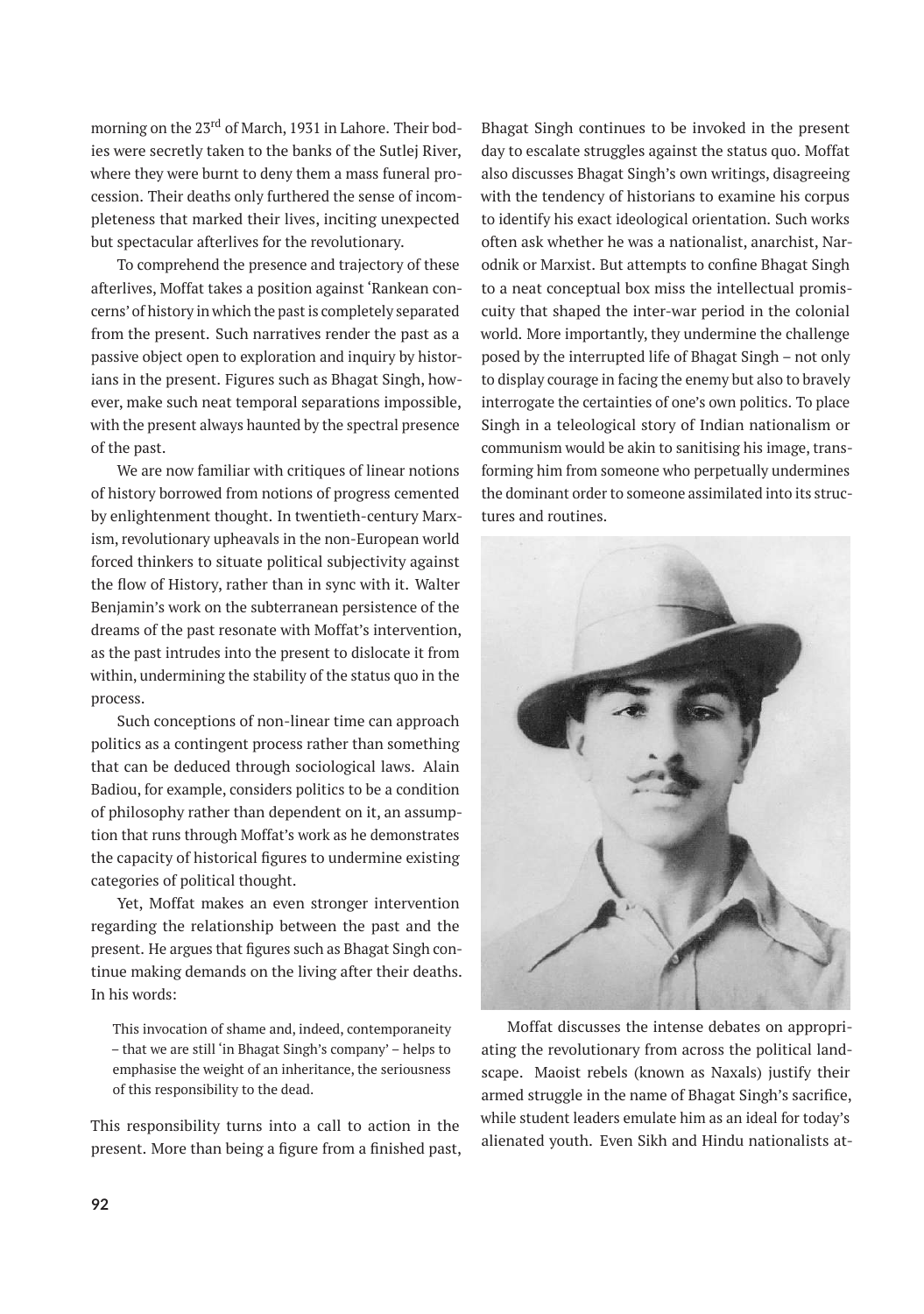morning on the 23rd of March, 1931 in Lahore. Their bodies were secretly taken to the banks of the Sutlej River, where they were burnt to deny them a mass funeral procession. Their deaths only furthered the sense of incompleteness that marked their lives, inciting unexpected but spectacular afterlives for the revolutionary.

To comprehend the presence and trajectory of these afterlives, Moffat takes a position against 'Rankean concerns' of history in which the past is completely separated from the present. Such narratives render the past as a passive object open to exploration and inquiry by historians in the present. Figures such as Bhagat Singh, however, make such neat temporal separations impossible, with the present always haunted by the spectral presence of the past.

We are now familiar with critiques of linear notions of history borrowed from notions of progress cemented by enlightenment thought. In twentieth-century Marxism, revolutionary upheavals in the non-European world forced thinkers to situate political subjectivity against the flow of History, rather than in sync with it. Walter Benjamin's work on the subterranean persistence of the dreams of the past resonate with Moffat's intervention, as the past intrudes into the present to dislocate it from within, undermining the stability of the status quo in the process.

Such conceptions of non-linear time can approach politics as a contingent process rather than something that can be deduced through sociological laws. Alain Badiou, for example, considers politics to be a condition of philosophy rather than dependent on it, an assumption that runs through Moffat's work as he demonstrates the capacity of historical figures to undermine existing categories of political thought.

Yet, Moffat makes an even stronger intervention regarding the relationship between the past and the present. He argues that figures such as Bhagat Singh continue making demands on the living after their deaths. In his words:

> This invocation of shame and, indeed, contemporaneity – that we are still 'in Bhagat Singh's company' – helps to emphasise the weight of an inheritance, the seriousness of this responsibility to the dead.

This responsibility turns into a call to action in the present. More than being a figure from a finished past, Bhagat Singh continues to be invoked in the present day to escalate struggles against the status quo. Moffat also discusses Bhagat Singh's own writings, disagreeing with the tendency of historians to examine his corpus to identify his exact ideological orientation. Such works often ask whether he was a nationalist, anarchist, Narodnik or Marxist. But attempts to confine Bhagat Singh to a neat conceptual box miss the intellectual promiscuity that shaped the inter-war period in the colonial world. More importantly, they undermine the challenge posed by the interrupted life of Bhagat Singh – not only to display courage in facing the enemy but also to bravely interrogate the certainties of one's own politics. To place Singh in a teleological story of Indian nationalism or communism would be akin to sanitising his image, transforming him from someone who perpetually undermines the dominant order to someone assimilated into its structures and routines.

Moffat discusses the intense debates on appropriating the revolutionary from across the political landscape. Maoist rebels (known as Naxals) justify their armed struggle in the name of Bhagat Singh's sacrifice, while student leaders emulate him as an ideal for today's alienated youth. Even Sikh and Hindu nationalists at-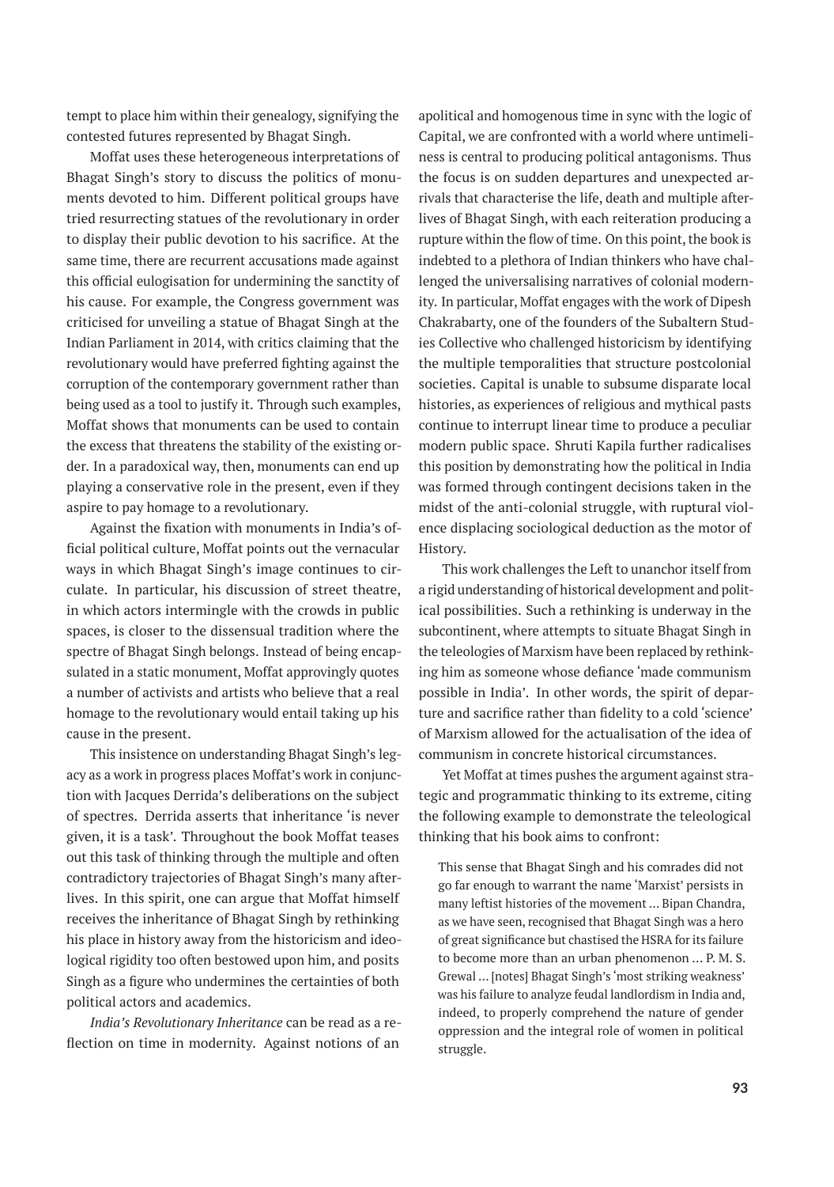tempt to place him within their genealogy, signifying the contested futures represented by Bhagat Singh.

Moffat uses these heterogeneous interpretations of Bhagat Singh's story to discuss the politics of monuments devoted to him. Different political groups have tried resurrecting statues of the revolutionary in order to display their public devotion to his sacrifice. At the same time, there are recurrent accusations made against this official eulogisation for undermining the sanctity of his cause. For example, the Congress government was criticised for unveiling a statue of Bhagat Singh at the Indian Parliament in 2014, with critics claiming that the revolutionary would have preferred fighting against the corruption of the contemporary government rather than being used as a tool to justify it. Through such examples, Moffat shows that monuments can be used to contain the excess that threatens the stability of the existing order. In a paradoxical way, then, monuments can end up playing a conservative role in the present, even if they aspire to pay homage to a revolutionary.

Against the fixation with monuments in India's official political culture, Moffat points out the vernacular ways in which Bhagat Singh's image continues to circulate. In particular, his discussion of street theatre, in which actors intermingle with the crowds in public spaces, is closer to the dissensual tradition where the spectre of Bhagat Singh belongs. Instead of being encapsulated in a static monument, Moffat approvingly quotes a number of activists and artists who believe that a real homage to the revolutionary would entail taking up his cause in the present.

This insistence on understanding Bhagat Singh's legacy as a work in progress places Moffat's work in conjunction with Jacques Derrida's deliberations on the subject of spectres. Derrida asserts that inheritance 'is never given, it is a task'. Throughout the book Moffat teases out this task of thinking through the multiple and often contradictory trajectories of Bhagat Singh's many afterlives. In this spirit, one can argue that Moffat himself receives the inheritance of Bhagat Singh by rethinking his place in history away from the historicism and ideological rigidity too often bestowed upon him, and posits Singh as a figure who undermines the certainties of both political actors and academics.

*India's Revolutionary Inheritance* can be read as a reflection on time in modernity. Against notions of an apolitical and homogenous time in sync with the logic of Capital, we are confronted with a world where untimeliness is central to producing political antagonisms. Thus the focus is on sudden departures and unexpected arrivals that characterise the life, death and multiple afterlives of Bhagat Singh, with each reiteration producing a rupture within the flow of time. On this point, the book is indebted to a plethora of Indian thinkers who have challenged the universalising narratives of colonial modernity. In particular, Moffat engages with the work of Dipesh Chakrabarty, one of the founders of the Subaltern Studies Collective who challenged historicism by identifying the multiple temporalities that structure postcolonial societies. Capital is unable to subsume disparate local histories, as experiences of religious and mythical pasts continue to interrupt linear time to produce a peculiar modern public space. Shruti Kapila further radicalises this position by demonstrating how the political in India was formed through contingent decisions taken in the midst of the anti-colonial struggle, with ruptural violence displacing sociological deduction as the motor of History.

This work challenges the Left to unanchor itself from a rigid understanding of historical development and political possibilities. Such a rethinking is underway in the subcontinent, where attempts to situate Bhagat Singh in the teleologies of Marxism have been replaced by rethinking him as someone whose defiance 'made communism possible in India'. In other words, the spirit of departure and sacrifice rather than fidelity to a cold 'science' of Marxism allowed for the actualisation of the idea of communism in concrete historical circumstances.

Yet Moffat at times pushes the argument against strategic and programmatic thinking to its extreme, citing the following example to demonstrate the teleological thinking that his book aims to confront:

> This sense that Bhagat Singh and his comrades did not go far enough to warrant the name 'Marxist' persists in many leftist histories of the movement … Bipan Chandra, as we have seen, recognised that Bhagat Singh was a hero of great significance but chastised the HSRA for its failure to become more than an urban phenomenon … P. M. S. Grewal … [notes] Bhagat Singh's 'most striking weakness' was his failure to analyze feudal landlordism in India and, indeed, to properly comprehend the nature of gender oppression and the integral role of women in political struggle.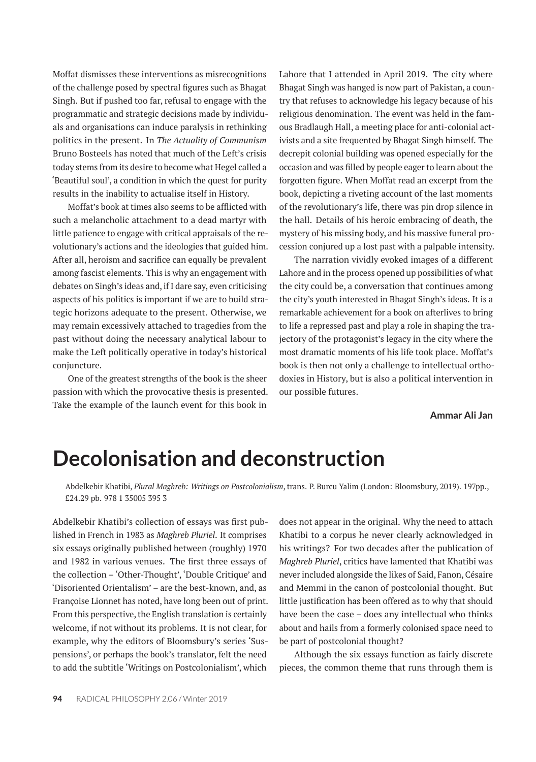Moffat dismisses these interventions as misrecognitions of the challenge posed by spectral figures such as Bhagat Singh. But if pushed too far, refusal to engage with the programmatic and strategic decisions made by individuals and organisations can induce paralysis in rethinking politics in the present. In *The Actuality of Communism* Bruno Bosteels has noted that much of the Left's crisis today stems from its desire to become what Hegel called a 'Beautiful soul', a condition in which the quest for purity results in the inability to actualise itself in History.

Moffat's book at times also seems to be afflicted with such a melancholic attachment to a dead martyr with little patience to engage with critical appraisals of the revolutionary's actions and the ideologies that guided him. After all, heroism and sacrifice can equally be prevalent among fascist elements. This is why an engagement with debates on Singh's ideas and, if I dare say, even criticising aspects of his politics is important if we are to build strategic horizons adequate to the present. Otherwise, we may remain excessively attached to tragedies from the past without doing the necessary analytical labour to make the Left politically operative in today's historical conjuncture.

One of the greatest strengths of the book is the sheer passion with which the provocative thesis is presented. Take the example of the launch event for this book in Lahore that I attended in April 2019. The city where Bhagat Singh was hanged is now part of Pakistan, a country that refuses to acknowledge his legacy because of his religious denomination. The event was held in the famous Bradlaugh Hall, a meeting place for anti-colonial activists and a site frequented by Bhagat Singh himself. The decrepit colonial building was opened especially for the occasion and was filled by people eager to learn about the forgotten figure. When Moffat read an excerpt from the book, depicting a riveting account of the last moments of the revolutionary's life, there was pin drop silence in the hall. Details of his heroic embracing of death, the mystery of his missing body, and his massive funeral procession conjured up a lost past with a palpable intensity.

The narration vividly evoked images of a different Lahore and in the process opened up possibilities of what the city could be, a conversation that continues among the city's youth interested in Bhagat Singh's ideas. It is a remarkable achievement for a book on afterlives to bring to life a repressed past and play a role in shaping the trajectory of the protagonist's legacy in the city where the most dramatic moments of his life took place. Moffat's book is then not only a challenge to intellectual orthodoxies in History, but is also a political intervention in our possible futures.

**Ammar Ali Jan**

# Decolonisation and deconstruction

Abdelkebir Khatibi, *Plural Maghreb: Writings on Postcolonialism*, trans. P. Burcu Yalim (London: Bloomsbury, 2019). 197pp., £24.29 pb. 978 1 35005 395 3

Abdelkebir Khatibi's collection of essays was first published in French in 1983 as *Maghreb Pluriel*. It comprises six essays originally published between (roughly) 1970 and 1982 in various venues. The first three essays of the collection – 'Other-Thought', 'Double Critique' and 'Disoriented Orientalism' – are the best-known, and, as Françoise Lionnet has noted, have long been out of print. From this perspective, the English translation is certainly welcome, if not without its problems. It is not clear, for example, why the editors of Bloomsbury's series 'Suspensions', or perhaps the book's translator, felt the need to add the subtitle 'Writings on Postcolonialism', which does not appear in the original. Why the need to attach Khatibi to a corpus he never clearly acknowledged in his writings? For two decades after the publication of *Maghreb Pluriel*, critics have lamented that Khatibi was never included alongside the likes of Said, Fanon, Césaire and Memmi in the canon of postcolonial thought. But little justification has been offered as to why that should have been the case – does any intellectual who thinks about and hails from a formerly colonised space need to be part of postcolonial thought?

Although the six essays function as fairly discrete pieces, the common theme that runs through them is